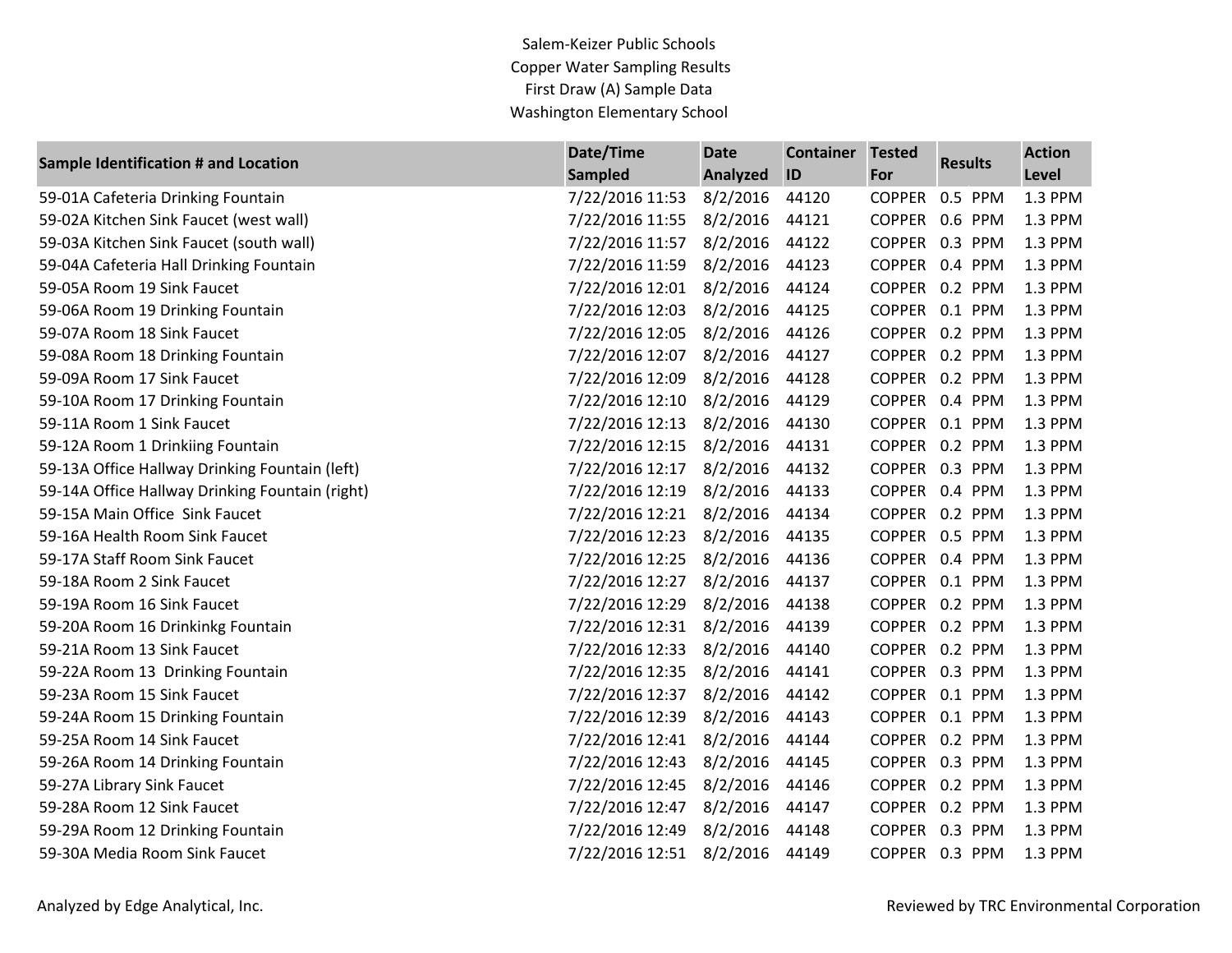# Salem-Keizer Public Schools
## Copper Water Sampling Results
### First Draw (A) Sample Data
### Washington Elementary School

| Sample Identification # and Location | Date/Time Sampled | Date Analyzed | Container ID | Tested For | Results | Action Level |
|---|---|---|---|---|---|---|
| 59-01A Cafeteria Drinking Fountain | 7/22/2016 11:53 | 8/2/2016 | 44120 | COPPER | 0.5 PPM | 1.3 PPM |
| 59-02A Kitchen Sink Faucet (west wall) | 7/22/2016 11:55 | 8/2/2016 | 44121 | COPPER | 0.6 PPM | 1.3 PPM |
| 59-03A Kitchen Sink Faucet (south wall) | 7/22/2016 11:57 | 8/2/2016 | 44122 | COPPER | 0.3 PPM | 1.3 PPM |
| 59-04A Cafeteria Hall Drinking Fountain | 7/22/2016 11:59 | 8/2/2016 | 44123 | COPPER | 0.4 PPM | 1.3 PPM |
| 59-05A Room 19 Sink Faucet | 7/22/2016 12:01 | 8/2/2016 | 44124 | COPPER | 0.2 PPM | 1.3 PPM |
| 59-06A Room 19 Drinking Fountain | 7/22/2016 12:03 | 8/2/2016 | 44125 | COPPER | 0.1 PPM | 1.3 PPM |
| 59-07A Room 18 Sink Faucet | 7/22/2016 12:05 | 8/2/2016 | 44126 | COPPER | 0.2 PPM | 1.3 PPM |
| 59-08A Room 18 Drinking Fountain | 7/22/2016 12:07 | 8/2/2016 | 44127 | COPPER | 0.2 PPM | 1.3 PPM |
| 59-09A Room 17 Sink Faucet | 7/22/2016 12:09 | 8/2/2016 | 44128 | COPPER | 0.2 PPM | 1.3 PPM |
| 59-10A Room 17 Drinking Fountain | 7/22/2016 12:10 | 8/2/2016 | 44129 | COPPER | 0.4 PPM | 1.3 PPM |
| 59-11A Room 1 Sink Faucet | 7/22/2016 12:13 | 8/2/2016 | 44130 | COPPER | 0.1 PPM | 1.3 PPM |
| 59-12A Room 1 Drinkiing Fountain | 7/22/2016 12:15 | 8/2/2016 | 44131 | COPPER | 0.2 PPM | 1.3 PPM |
| 59-13A Office Hallway Drinking Fountain (left) | 7/22/2016 12:17 | 8/2/2016 | 44132 | COPPER | 0.3 PPM | 1.3 PPM |
| 59-14A Office Hallway Drinking Fountain (right) | 7/22/2016 12:19 | 8/2/2016 | 44133 | COPPER | 0.4 PPM | 1.3 PPM |
| 59-15A Main Office Sink Faucet | 7/22/2016 12:21 | 8/2/2016 | 44134 | COPPER | 0.2 PPM | 1.3 PPM |
| 59-16A Health Room Sink Faucet | 7/22/2016 12:23 | 8/2/2016 | 44135 | COPPER | 0.5 PPM | 1.3 PPM |
| 59-17A Staff Room Sink Faucet | 7/22/2016 12:25 | 8/2/2016 | 44136 | COPPER | 0.4 PPM | 1.3 PPM |
| 59-18A Room 2 Sink Faucet | 7/22/2016 12:27 | 8/2/2016 | 44137 | COPPER | 0.1 PPM | 1.3 PPM |
| 59-19A Room 16 Sink Faucet | 7/22/2016 12:29 | 8/2/2016 | 44138 | COPPER | 0.2 PPM | 1.3 PPM |
| 59-20A Room 16 Drinkinkg Fountain | 7/22/2016 12:31 | 8/2/2016 | 44139 | COPPER | 0.2 PPM | 1.3 PPM |
| 59-21A Room 13 Sink Faucet | 7/22/2016 12:33 | 8/2/2016 | 44140 | COPPER | 0.2 PPM | 1.3 PPM |
| 59-22A Room 13 Drinking Fountain | 7/22/2016 12:35 | 8/2/2016 | 44141 | COPPER | 0.3 PPM | 1.3 PPM |
| 59-23A Room 15 Sink Faucet | 7/22/2016 12:37 | 8/2/2016 | 44142 | COPPER | 0.1 PPM | 1.3 PPM |
| 59-24A Room 15 Drinking Fountain | 7/22/2016 12:39 | 8/2/2016 | 44143 | COPPER | 0.1 PPM | 1.3 PPM |
| 59-25A Room 14 Sink Faucet | 7/22/2016 12:41 | 8/2/2016 | 44144 | COPPER | 0.2 PPM | 1.3 PPM |
| 59-26A Room 14 Drinking Fountain | 7/22/2016 12:43 | 8/2/2016 | 44145 | COPPER | 0.3 PPM | 1.3 PPM |
| 59-27A Library Sink Faucet | 7/22/2016 12:45 | 8/2/2016 | 44146 | COPPER | 0.2 PPM | 1.3 PPM |
| 59-28A Room 12 Sink Faucet | 7/22/2016 12:47 | 8/2/2016 | 44147 | COPPER | 0.2 PPM | 1.3 PPM |
| 59-29A Room 12 Drinking Fountain | 7/22/2016 12:49 | 8/2/2016 | 44148 | COPPER | 0.3 PPM | 1.3 PPM |
| 59-30A Media Room Sink Faucet | 7/22/2016 12:51 | 8/2/2016 | 44149 | COPPER | 0.3 PPM | 1.3 PPM |

Analyzed by Edge Analytical, Inc.

Reviewed by TRC Environmental Corporation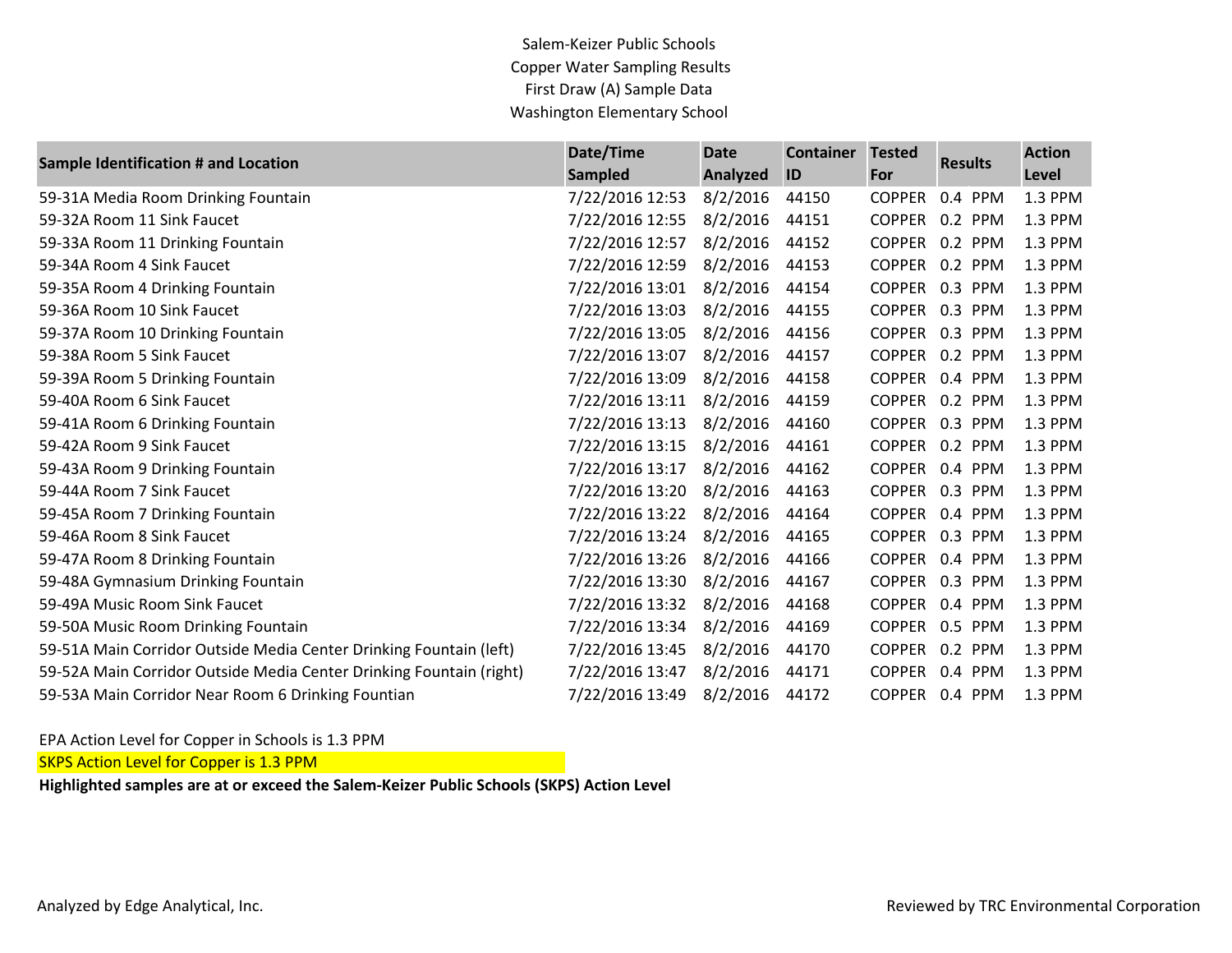Salem-Keizer Public Schools

Copper Water Sampling Results

First Draw (A) Sample Data

Washington Elementary School

| Sample Identification # and Location | Date/Time Sampled | Date Analyzed | Container ID | Tested For | Results | Action Level |
|---|---|---|---|---|---|---|
| 59-31A Media Room Drinking Fountain | 7/22/2016 12:53 | 8/2/2016 | 44150 | COPPER | 0.4 PPM | 1.3 PPM |
| 59-32A Room 11 Sink Faucet | 7/22/2016 12:55 | 8/2/2016 | 44151 | COPPER | 0.2 PPM | 1.3 PPM |
| 59-33A Room 11 Drinking Fountain | 7/22/2016 12:57 | 8/2/2016 | 44152 | COPPER | 0.2 PPM | 1.3 PPM |
| 59-34A Room 4 Sink Faucet | 7/22/2016 12:59 | 8/2/2016 | 44153 | COPPER | 0.2 PPM | 1.3 PPM |
| 59-35A Room 4 Drinking Fountain | 7/22/2016 13:01 | 8/2/2016 | 44154 | COPPER | 0.3 PPM | 1.3 PPM |
| 59-36A Room 10 Sink Faucet | 7/22/2016 13:03 | 8/2/2016 | 44155 | COPPER | 0.3 PPM | 1.3 PPM |
| 59-37A Room 10 Drinking Fountain | 7/22/2016 13:05 | 8/2/2016 | 44156 | COPPER | 0.3 PPM | 1.3 PPM |
| 59-38A Room 5 Sink Faucet | 7/22/2016 13:07 | 8/2/2016 | 44157 | COPPER | 0.2 PPM | 1.3 PPM |
| 59-39A Room 5 Drinking Fountain | 7/22/2016 13:09 | 8/2/2016 | 44158 | COPPER | 0.4 PPM | 1.3 PPM |
| 59-40A Room 6 Sink Faucet | 7/22/2016 13:11 | 8/2/2016 | 44159 | COPPER | 0.2 PPM | 1.3 PPM |
| 59-41A Room 6 Drinking Fountain | 7/22/2016 13:13 | 8/2/2016 | 44160 | COPPER | 0.3 PPM | 1.3 PPM |
| 59-42A Room 9 Sink Faucet | 7/22/2016 13:15 | 8/2/2016 | 44161 | COPPER | 0.2 PPM | 1.3 PPM |
| 59-43A Room 9 Drinking Fountain | 7/22/2016 13:17 | 8/2/2016 | 44162 | COPPER | 0.4 PPM | 1.3 PPM |
| 59-44A Room 7 Sink Faucet | 7/22/2016 13:20 | 8/2/2016 | 44163 | COPPER | 0.3 PPM | 1.3 PPM |
| 59-45A Room 7 Drinking Fountain | 7/22/2016 13:22 | 8/2/2016 | 44164 | COPPER | 0.4 PPM | 1.3 PPM |
| 59-46A Room 8 Sink Faucet | 7/22/2016 13:24 | 8/2/2016 | 44165 | COPPER | 0.3 PPM | 1.3 PPM |
| 59-47A Room 8 Drinking Fountain | 7/22/2016 13:26 | 8/2/2016 | 44166 | COPPER | 0.4 PPM | 1.3 PPM |
| 59-48A Gymnasium Drinking Fountain | 7/22/2016 13:30 | 8/2/2016 | 44167 | COPPER | 0.3 PPM | 1.3 PPM |
| 59-49A Music Room Sink Faucet | 7/22/2016 13:32 | 8/2/2016 | 44168 | COPPER | 0.4 PPM | 1.3 PPM |
| 59-50A Music Room Drinking Fountain | 7/22/2016 13:34 | 8/2/2016 | 44169 | COPPER | 0.5 PPM | 1.3 PPM |
| 59-51A Main Corridor Outside Media Center Drinking Fountain (left) | 7/22/2016 13:45 | 8/2/2016 | 44170 | COPPER | 0.2 PPM | 1.3 PPM |
| 59-52A Main Corridor Outside Media Center Drinking Fountain (right) | 7/22/2016 13:47 | 8/2/2016 | 44171 | COPPER | 0.4 PPM | 1.3 PPM |
| 59-53A Main Corridor Near Room 6 Drinking Fountian | 7/22/2016 13:49 | 8/2/2016 | 44172 | COPPER | 0.4 PPM | 1.3 PPM |

EPA Action Level for Copper in Schools is 1.3 PPM

SKPS Action Level for Copper is 1.3 PPM

**Highlighted samples are at or exceed the Salem-Keizer Public Schools (SKPS) Action Level**

Analyzed by Edge Analytical, Inc.

Reviewed by TRC Environmental Corporation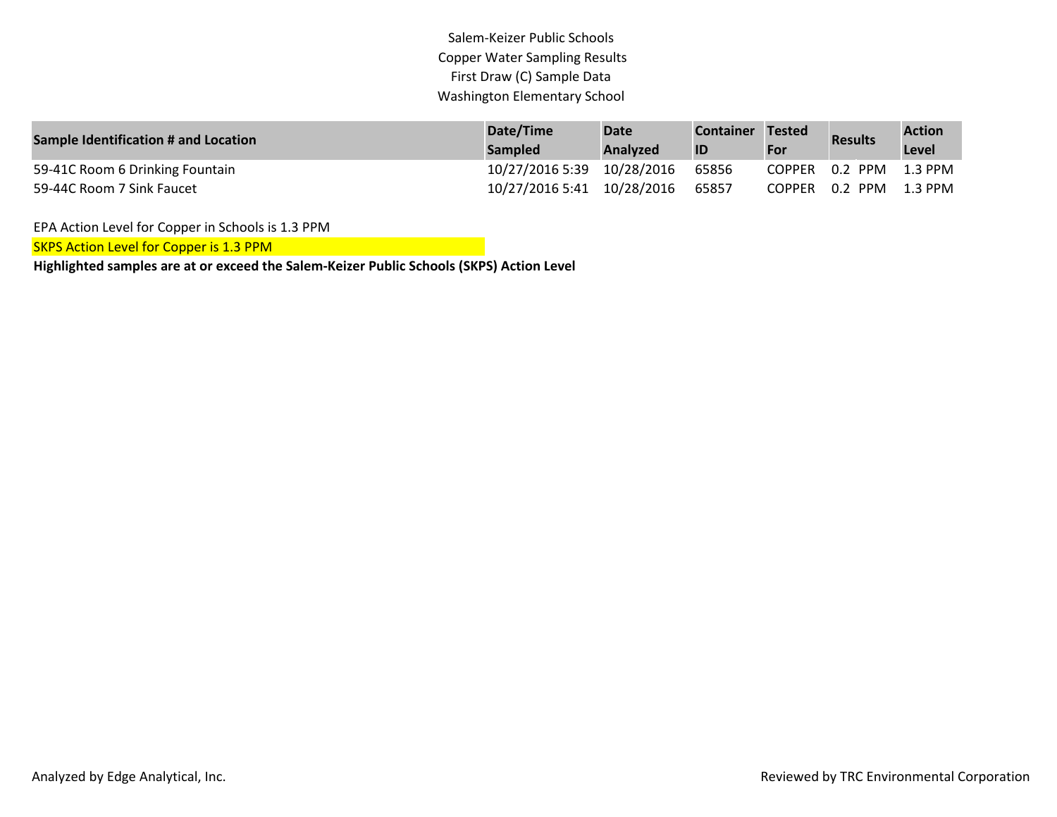Salem-Keizer Public Schools
Copper Water Sampling Results
First Draw (C) Sample Data
Washington Elementary School

| Sample Identification # and Location | Date/Time Sampled | Date Analyzed | Container ID | Tested For | Results | Action Level |
|---|---|---|---|---|---|---|
| 59-41C Room 6 Drinking Fountain | 10/27/2016 5:39 | 10/28/2016 | 65856 | COPPER | 0.2 PPM | 1.3 PPM |
| 59-44C Room 7 Sink Faucet | 10/27/2016 5:41 | 10/28/2016 | 65857 | COPPER | 0.2 PPM | 1.3 PPM |

EPA Action Level for Copper in Schools is 1.3 PPM

SKPS Action Level for Copper is 1.3 PPM

**Highlighted samples are at or exceed the Salem-Keizer Public Schools (SKPS) Action Level**

Analyzed by Edge Analytical, Inc.

Reviewed by TRC Environmental Corporation